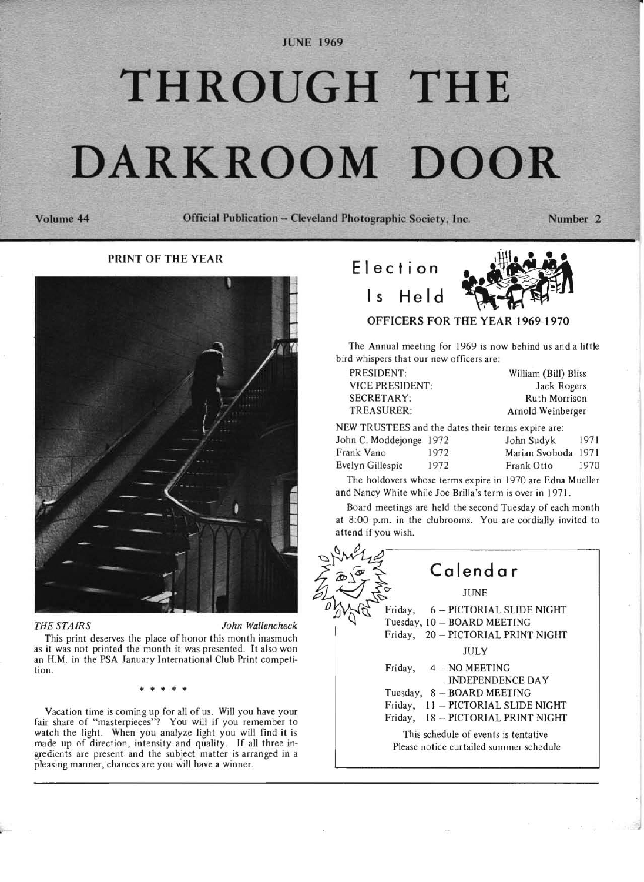JUNE 1969

# THROUGH THE DARKROOM DOOR

Volume 44 — Official Publication -- Cleveland Photographic Society, Inc. — Number 2

## PRINT OF THE YEAR

*THE STAIRS* — *John Wallencheck*

This print deserves the place of honor this month inasmuch as it was not printed the month it was presented. It also won an H.M. in the PSA January International Club Print competition.

\* \* \* \* \*

Vacation time is coming up for all of us. Will you have your fair share of "masterpieces"? You will if you remember to watch the light. When you analyze light you will find it is made up of direction, intensity and quality. If all three ingredients are present and the subject matter is arranged in a pleasing manner, chances are you will have a winner.

## Election Is Held

### OFFICERS FOR THE YEAR 1969-1970

The Annual meeting for 1969 is now behind us and a little bird whispers that our new officers are:

| | |
|---|---|
| PRESIDENT: | William (Bill) Bliss |
| VICE PRESIDENT: | Jack Rogers |
| SECRETARY: | Ruth Morrison |
| TREASURER: | Arnold Weinberger |

NEW TRUSTEES and the dates their terms expire are:

| | | | |
|---|---|---|---|
| John C. Moddejonge | 1972 | John Sudyk | 1971 |
| Frank Vano | 1972 | Marian Svoboda | 1971 |
| Evelyn Gillespie | 1972 | Frank Otto | 1970 |

The holdovers whose terms expire in 1970 are Edna Mueller and Nancy White while Joe Brilla's term is over in 1971.

Board meetings are held the second Tuesday of each month at 8:00 p.m. in the clubrooms. You are cordially invited to attend if you wish.

## Calendar

**JUNE**

Friday, 6 – PICTORIAL SLIDE NIGHT
Tuesday, 10 – BOARD MEETING
Friday, 20 – PICTORIAL PRINT NIGHT

**JULY**

Friday, 4 – NO MEETING INDEPENDENCE DAY
Tuesday, 8 – BOARD MEETING
Friday, 11 – PICTORIAL SLIDE NIGHT
Friday, 18 – PICTORIAL PRINT NIGHT

This schedule of events is tentative
Please notice curtailed summer schedule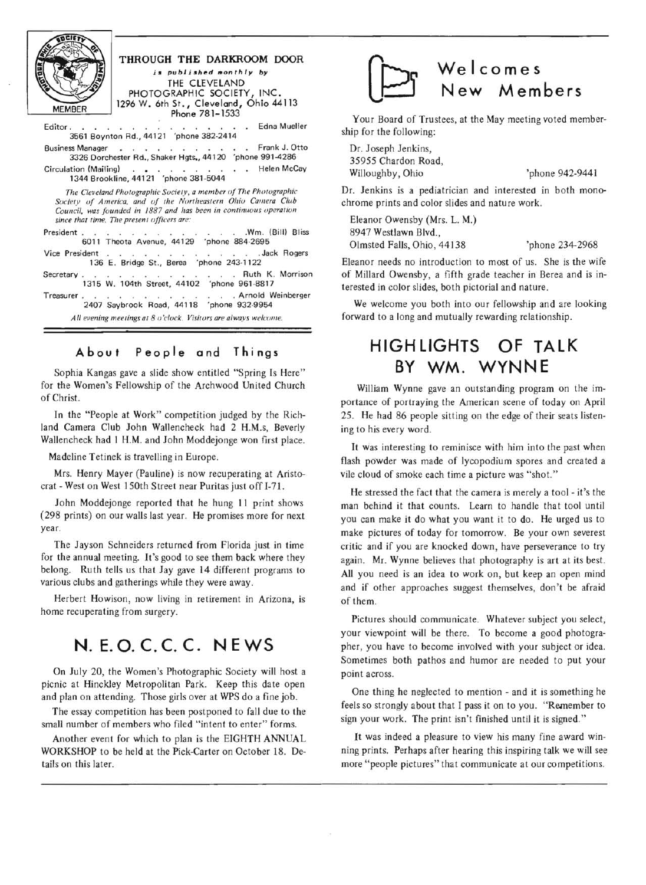**THROUGH THE DARKROOM DOOR**

*is published monthly by*

THE CLEVELAND PHOTOGRAPHIC SOCIETY, INC.
1296 W. 6th St., Cleveland, Ohio 44113
Phone 781-1533

Editor . . . . . . . . . . . . . . . Edna Mueller
3561 Boynton Rd., 44121 'phone 382-2414

Business Manager . . . . . . . . . . . Frank J. Otto
3326 Dorchester Rd., Shaker Hgts., 44120 'phone 991-4286

Circulation (Mailing) . . . . . . . . . . Helen McCay
1344 Brookline, 44121 'phone 381-5044

*The Cleveland Photographic Society, a member of The Photographic Society of America, and of the Northeastern Ohio Camera Club Council, was founded in 1887 and has been in continuous operation since that time. The present officers are:*

President . . . . . . . . . . . . . Wm. (Bill) Bliss
6011 Theota Avenue, 44129 'phone 884-2695

Vice President . . . . . . . . . . . . . Jack Rogers
136 E. Bridge St., Berea 'phone 243-1122

Secretary . . . . . . . . . . . . . Ruth K. Morrison
1315 W. 104th Street, 44102 'phone 961-8817

Treasurer . . . . . . . . . . . . . Arnold Weinberger
2407 Saybrook Road, 44118 'phone 932-9954

*All evening meetings at 8 o'clock. Visitors are always welcome.*

## About People and Things

Sophia Kangas gave a slide show entitled "Spring Is Here" for the Women's Fellowship of the Archwood United Church of Christ.

In the "People at Work" competition judged by the Richland Camera Club John Wallencheck had 2 H.M.s, Beverly Wallencheck had 1 H.M. and John Moddejonge won first place.

Madeline Tetinek is travelling in Europe.

Mrs. Henry Mayer (Pauline) is now recuperating at Aristocrat - West on West 150th Street near Puritas just off I-71.

John Moddejonge reported that he hung 11 print shows (298 prints) on our walls last year. He promises more for next year.

The Jayson Schneiders returned from Florida just in time for the annual meeting. It's good to see them back where they belong. Ruth tells us that Jay gave 14 different programs to various clubs and gatherings while they were away.

Herbert Howison, now living in retirement in Arizona, is home recuperating from surgery.

## N. E. O. C. C. C. NEWS

On July 20, the Women's Photographic Society will host a picnic at Hinckley Metropolitan Park. Keep this date open and plan on attending. Those girls over at WPS do a fine job.

The essay competition has been postponed to fall due to the small number of members who filed "intent to enter" forms.

Another event for which to plan is the EIGHTH ANNUAL WORKSHOP to be held at the Pick-Carter on October 18. Details on this later.

## Welcomes New Members

Your Board of Trustees, at the May meeting voted membership for the following:

Dr. Joseph Jenkins,
35955 Chardon Road,
Willoughby, Ohio 'phone 942-9441

Dr. Jenkins is a pediatrician and interested in both monochrome prints and color slides and nature work.

Eleanor Owensby (Mrs. L. M.)
8947 Westlawn Blvd.,
Olmsted Falls, Ohio, 44138 'phone 234-2968

Eleanor needs no introduction to most of us. She is the wife of Millard Owensby, a fifth grade teacher in Berea and is interested in color slides, both pictorial and nature.

We welcome you both into our fellowship and are looking forward to a long and mutually rewarding relationship.

## HIGHLIGHTS OF TALK BY WM. WYNNE

William Wynne gave an outstanding program on the importance of portraying the American scene of today on April 25. He had 86 people sitting on the edge of their seats listening to his every word.

It was interesting to reminisce with him into the past when flash powder was made of lycopodium spores and created a vile cloud of smoke each time a picture was "shot."

He stressed the fact that the camera is merely a tool - it's the man behind it that counts. Learn to handle that tool until you can make it do what you want it to do. He urged us to make pictures of today for tomorrow. Be your own severest critic and if you are knocked down, have perseverance to try again. Mr. Wynne believes that photography is art at its best. All you need is an idea to work on, but keep an open mind and if other approaches suggest themselves, don't be afraid of them.

Pictures should communicate. Whatever subject you select, your viewpoint will be there. To become a good photographer, you have to become involved with your subject or idea. Sometimes both pathos and humor are needed to put your point across.

One thing he neglected to mention - and it is something he feels so strongly about that I pass it on to you. "Remember to sign your work. The print isn't finished until it is signed."

It was indeed a pleasure to view his many fine award winning prints. Perhaps after hearing this inspiring talk we will see more "people pictures" that communicate at our competitions.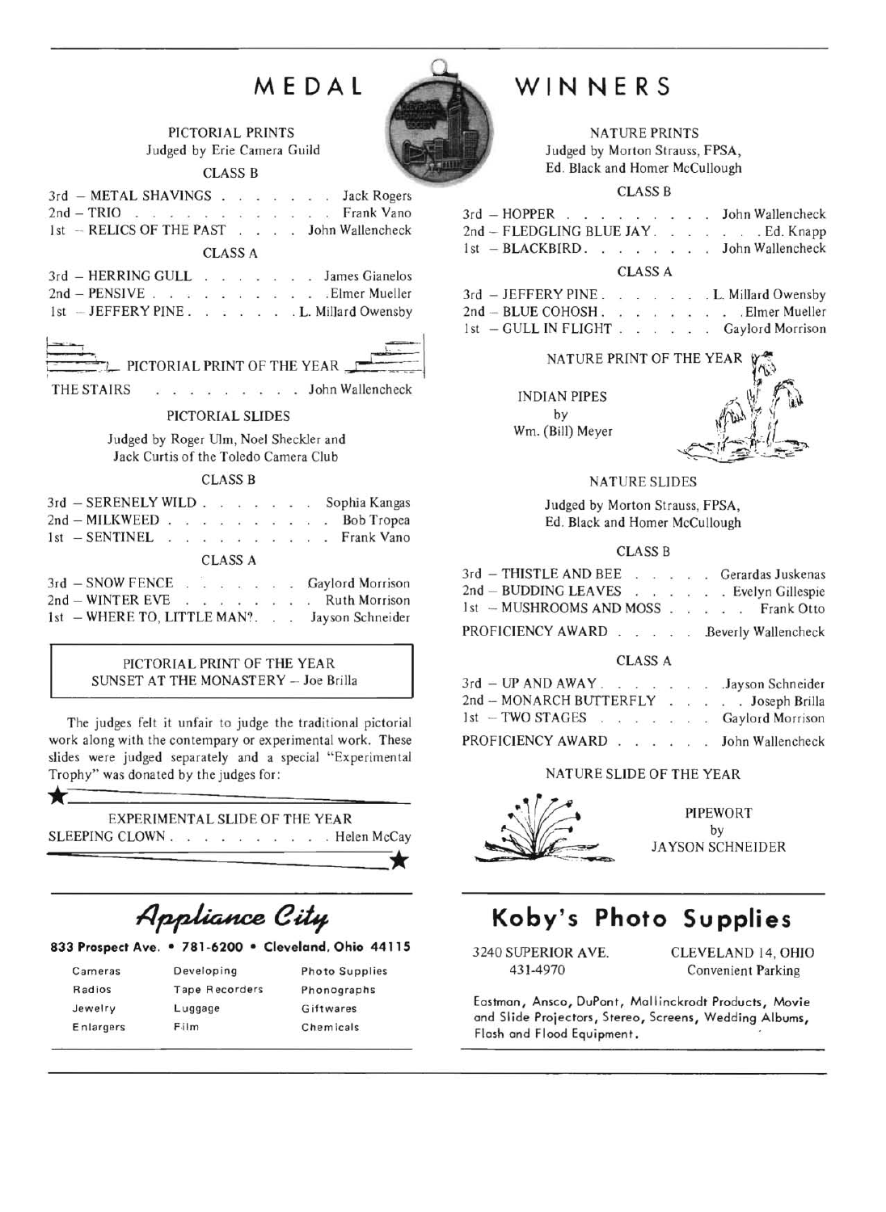# MEDAL WINNERS

## PICTORIAL PRINTS

Judged by Erie Camera Guild

### CLASS B

3rd – METAL SHAVINGS . . . . . . . . Jack Rogers
2nd – TRIO . . . . . . . . . . . . . Frank Vano
1st – RELICS OF THE PAST . . . . John Wallencheck

### CLASS A

3rd – HERRING GULL . . . . . . . . James Gianelos
2nd – PENSIVE . . . . . . . . . . . Elmer Mueller
1st – JEFFERY PINE . . . . . . . L. Millard Owensby

### PICTORIAL PRINT OF THE YEAR

THE STAIRS . . . . . . . . . . John Wallencheck

## PICTORIAL SLIDES

Judged by Roger Ulm, Noel Sheckler and Jack Curtis of the Toledo Camera Club

### CLASS B

3rd – SERENELY WILD . . . . . . . . Sophia Kangas
2nd – MILKWEED . . . . . . . . . . Bob Tropea
1st – SENTINEL . . . . . . . . . . . Frank Vano

### CLASS A

3rd – SNOW FENCE . . . . . . . . Gaylord Morrison
2nd – WINTER EVE . . . . . . . . . Ruth Morrison
1st – WHERE TO, LITTLE MAN?. . . Jayson Schneider

PICTORIAL PRINT OF THE YEAR
SUNSET AT THE MONASTERY – Joe Brilla

The judges felt it unfair to judge the traditional pictorial work along with the contempary or experimental work. These slides were judged separately and a special "Experimental Trophy" was donated by the judges for:

EXPERIMENTAL SLIDE OF THE YEAR
SLEEPING CLOWN . . . . . . . . . . . Helen McCay

## NATURE PRINTS

Judged by Morton Strauss, FPSA, Ed. Black and Homer McCullough

### CLASS B

3rd – HOPPER . . . . . . . . . . John Wallencheck
2nd – FLEDGLING BLUE JAY . . . . . . . Ed. Knapp
1st – BLACKBIRD . . . . . . . . John Wallencheck

### CLASS A

3rd – JEFFERY PINE . . . . . . . . L. Millard Owensby
2nd – BLUE COHOSH . . . . . . . . . . Elmer Mueller
1st – GULL IN FLIGHT . . . . . . . Gaylord Morrison

### NATURE PRINT OF THE YEAR

INDIAN PIPES
by
Wm. (Bill) Meyer

## NATURE SLIDES

Judged by Morton Strauss, FPSA, Ed. Black and Homer McCullough

### CLASS B

3rd – THISTLE AND BEE . . . . . Gerardas Juskenas
2nd – BUDDING LEAVES . . . . . . . Evelyn Gillespie
1st – MUSHROOMS AND MOSS . . . . . Frank Otto

PROFICIENCY AWARD . . . . . Beverly Wallencheck

### CLASS A

3rd – UP AND AWAY . . . . . . . . Jayson Schneider
2nd – MONARCH BUTTERFLY . . . . . Joseph Brilla
1st – TWO STAGES . . . . . . . . Gaylord Morrison

PROFICIENCY AWARD . . . . . . . John Wallencheck

### NATURE SLIDE OF THE YEAR

PIPEWORT
by
JAYSON SCHNEIDER

---

***Appliance City***

**833 Prospect Ave. • 781-6200 • Cleveland, Ohio 44115**

| | | |
|---|---|---|
| Cameras | Developing | Photo Supplies |
| Radios | Tape Recorders | Phonographs |
| Jewelry | Luggage | Giftwares |
| Enlargers | Film | Chemicals |

---

**Koby's Photo Supplies**

3240 SUPERIOR AVE.
431-4970

CLEVELAND 14, OHIO
Convenient Parking

Eastman, Ansco, DuPont, Mallinckrodt Products, Movie and Slide Projectors, Stereo, Screens, Wedding Albums, Flash and Flood Equipment.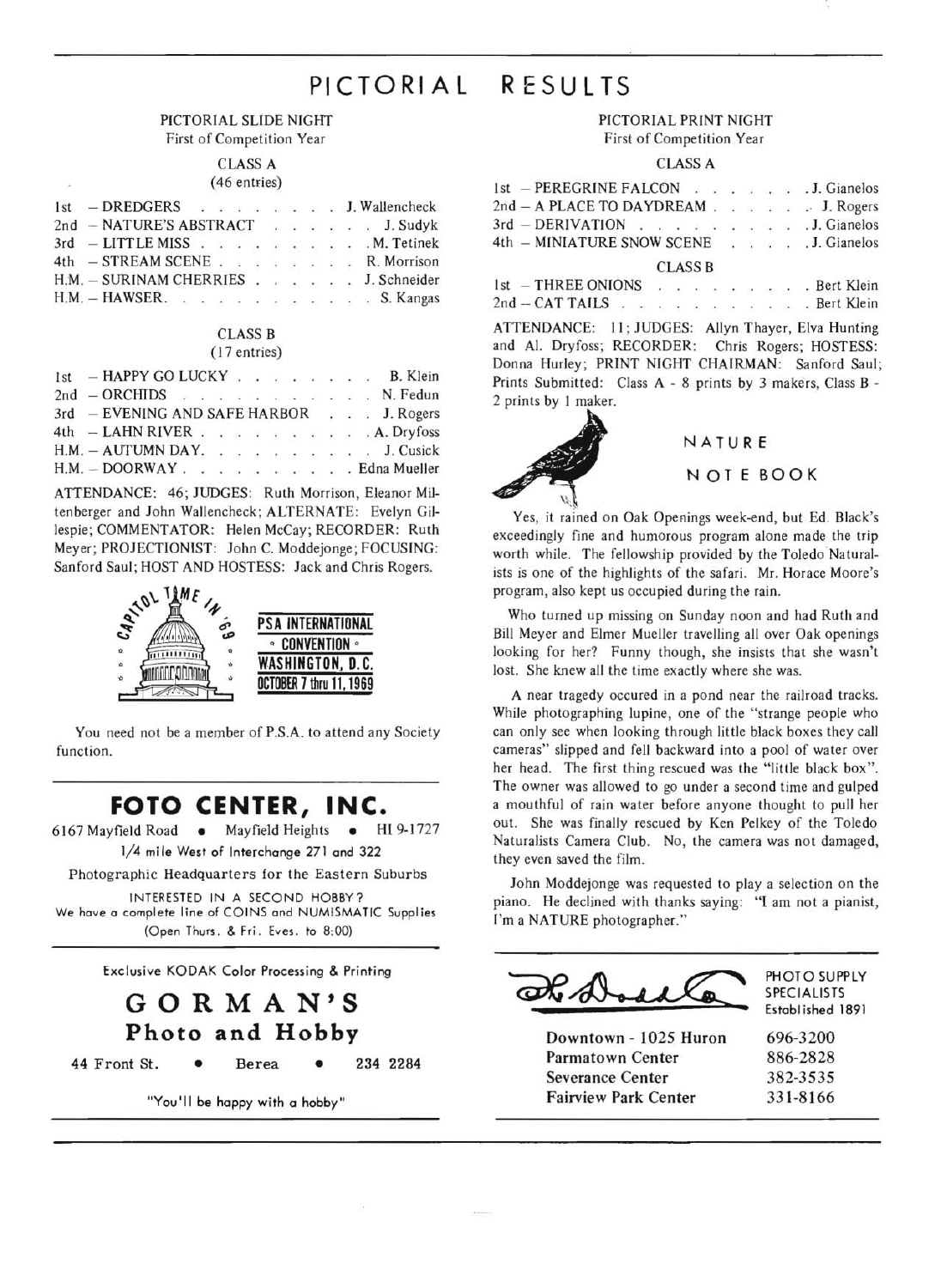# PICTORIAL RESULTS

## PICTORIAL SLIDE NIGHT

First of Competition Year

### CLASS A

(46 entries)

| | | |
|---|---|---|
| 1st | – DREDGERS | J. Wallencheck |
| 2nd | – NATURE'S ABSTRACT | J. Sudyk |
| 3rd | – LITTLE MISS | M. Tetinek |
| 4th | – STREAM SCENE | R. Morrison |
| H.M. | – SURINAM CHERRIES | J. Schneider |
| H.M. | – HAWSER | S. Kangas |

### CLASS B

(17 entries)

| | | |
|---|---|---|
| 1st | – HAPPY GO LUCKY | B. Klein |
| 2nd | – ORCHIDS | N. Fedun |
| 3rd | – EVENING AND SAFE HARBOR | J. Rogers |
| 4th | – LAHN RIVER | A. Dryfoss |
| H.M. | – AUTUMN DAY | J. Cusick |
| H.M. | – DOORWAY | Edna Mueller |

ATTENDANCE: 46; JUDGES: Ruth Morrison, Eleanor Miltenberger and John Wallencheck; ALTERNATE: Evelyn Gillespie; COMMENTATOR: Helen McCay; RECORDER: Ruth Meyer; PROJECTIONIST: John C. Moddejonge; FOCUSING: Sanford Saul; HOST AND HOSTESS: Jack and Chris Rogers.

CAPITOL TIME IN '69

PSA INTERNATIONAL CONVENTION
WASHINGTON, D.C.
OCTOBER 7 thru 11, 1969

You need not be a member of P.S.A. to attend any Society function.

## FOTO CENTER, INC.

6167 Mayfield Road • Mayfield Heights • HI 9-1727

1/4 mile West of Interchange 271 and 322

Photographic Headquarters for the Eastern Suburbs

INTERESTED IN A SECOND HOBBY?
We have a complete line of COINS and NUMISMATIC Supplies
(Open Thurs. & Fri. Eves. to 8:00)

Exclusive KODAK Color Processing & Printing

## GORMAN'S
### Photo and Hobby

44 Front St. • Berea • 234 2284

"You'll be happy with a hobby"

## PICTORIAL PRINT NIGHT

First of Competition Year

### CLASS A

| | | |
|---|---|---|
| 1st | – PEREGRINE FALCON | J. Gianelos |
| 2nd | – A PLACE TO DAYDREAM | J. Rogers |
| 3rd | – DERIVATION | J. Gianelos |
| 4th | – MINIATURE SNOW SCENE | J. Gianelos |

### CLASS B

| | | |
|---|---|---|
| 1st | – THREE ONIONS | Bert Klein |
| 2nd | – CAT TAILS | Bert Klein |

ATTENDANCE: 11; JUDGES: Allyn Thayer, Elva Hunting and Al. Dryfoss; RECORDER: Chris Rogers; HOSTESS: Donna Hurley; PRINT NIGHT CHAIRMAN: Sanford Saul; Prints Submitted: Class A - 8 prints by 3 makers, Class B - 2 prints by 1 maker.

## NATURE NOTE BOOK

Yes, it rained on Oak Openings week-end, but Ed. Black's exceedingly fine and humorous program alone made the trip worth while. The fellowship provided by the Toledo Naturalists is one of the highlights of the safari. Mr. Horace Moore's program, also kept us occupied during the rain.

Who turned up missing on Sunday noon and had Ruth and Bill Meyer and Elmer Mueller travelling all over Oak openings looking for her? Funny though, she insists that she wasn't lost. She knew all the time exactly where she was.

A near tragedy occured in a pond near the railroad tracks. While photographing lupine, one of the "strange people who can only see when looking through little black boxes they call cameras" slipped and fell backward into a pool of water over her head. The first thing rescued was the "little black box". The owner was allowed to go under a second time and gulped a mouthful of rain water before anyone thought to pull her out. She was finally rescued by Ken Pelkey of the Toledo Naturalists Camera Club. No, the camera was not damaged, they even saved the film.

John Moddejonge was requested to play a selection on the piano. He declined with thanks saying: "I am not a pianist, I'm a NATURE photographer."

The Dodd Co. — PHOTO SUPPLY SPECIALISTS, Established 1891

| | |
|---|---|
| Downtown - 1025 Huron | 696-3200 |
| Parmatown Center | 886-2828 |
| Severance Center | 382-3535 |
| Fairview Park Center | 331-8166 |